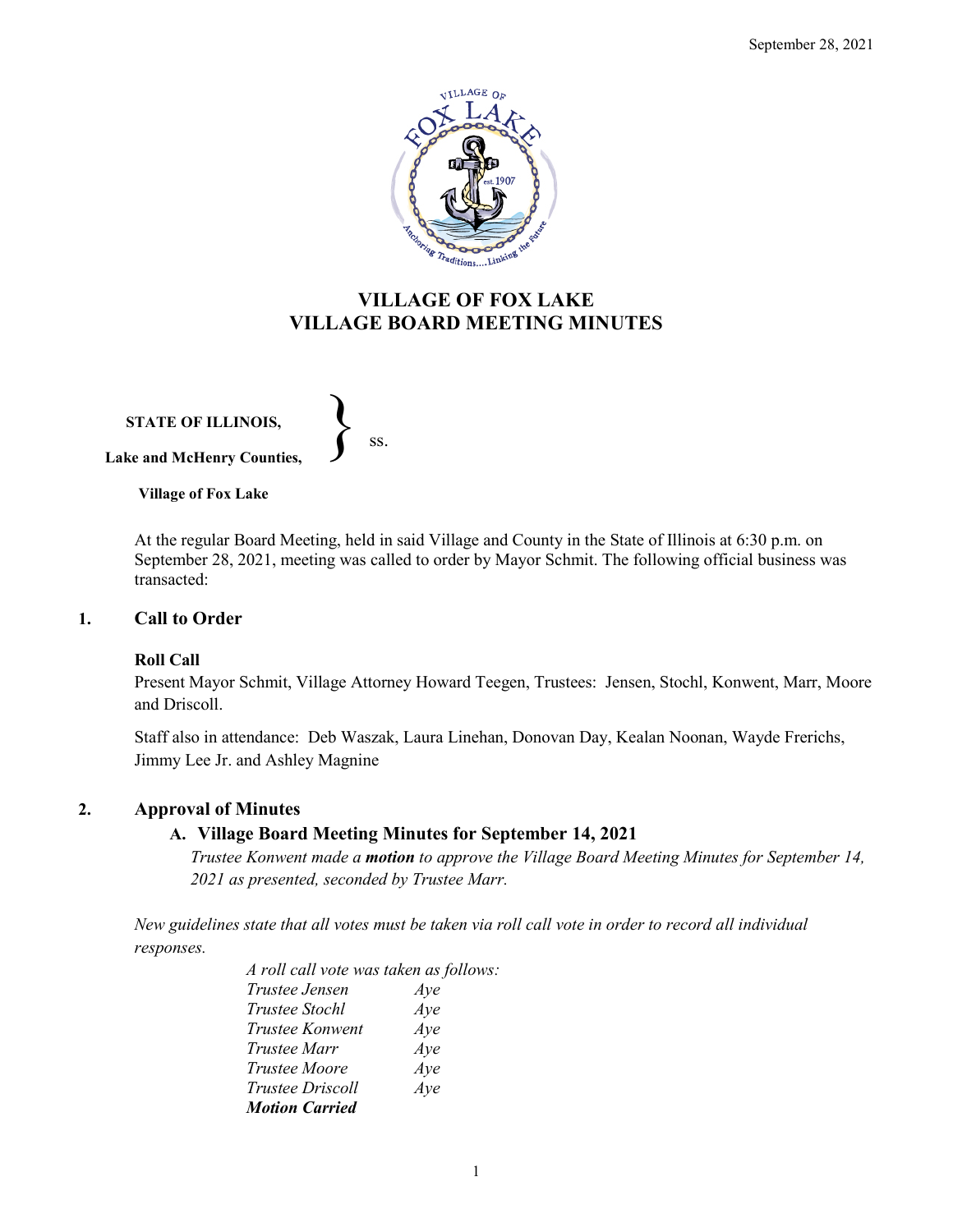September 28, 2021

# VILLAGE OF FOX LAKE
# VILLAGE BOARD MEETING MINUTES

**STATE OF ILLINOIS,**
**Lake and McHenry Counties,** } ss.
**Village of Fox Lake**

At the regular Board Meeting, held in said Village and County in the State of Illinois at 6:30 p.m. on September 28, 2021, meeting was called to order by Mayor Schmit. The following official business was transacted:

## 1. Call to Order

### Roll Call

Present Mayor Schmit, Village Attorney Howard Teegen, Trustees: Jensen, Stochl, Konwent, Marr, Moore and Driscoll.

Staff also in attendance: Deb Waszak, Laura Linehan, Donovan Day, Kealan Noonan, Wayde Frerichs, Jimmy Lee Jr. and Ashley Magnine

## 2. Approval of Minutes

### A. Village Board Meeting Minutes for September 14, 2021

*Trustee Konwent made a **motion** to approve the Village Board Meeting Minutes for September 14, 2021 as presented, seconded by Trustee Marr.*

*New guidelines state that all votes must be taken via roll call vote in order to record all individual responses.*

*A roll call vote was taken as follows:*
*Trustee Jensen Aye*
*Trustee Stochl Aye*
*Trustee Konwent Aye*
*Trustee Marr Aye*
*Trustee Moore Aye*
*Trustee Driscoll Aye*
***Motion Carried***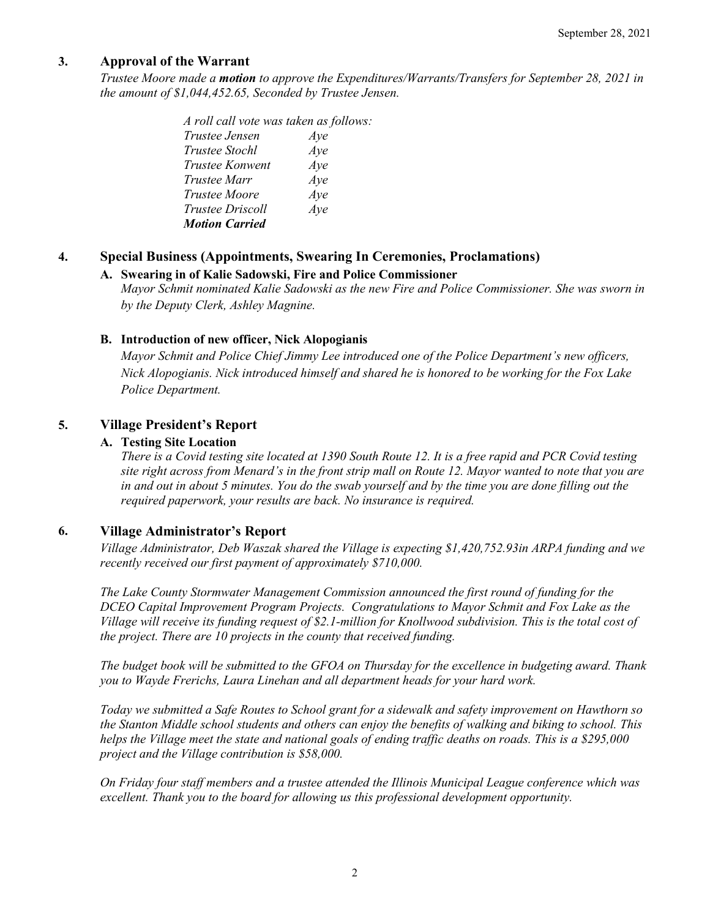## 3. Approval of the Warrant

*Trustee Moore made a **motion** to approve the Expenditures/Warrants/Transfers for September 28, 2021 in the amount of $1,044,452.65, Seconded by Trustee Jensen.*

*A roll call vote was taken as follows:*

| | |
|---|---|
| *Trustee Jensen* | *Aye* |
| *Trustee Stochl* | *Aye* |
| *Trustee Konwent* | *Aye* |
| *Trustee Marr* | *Aye* |
| *Trustee Moore* | *Aye* |
| *Trustee Driscoll* | *Aye* |

***Motion Carried***

## 4. Special Business (Appointments, Swearing In Ceremonies, Proclamations)

### A. Swearing in of Kalie Sadowski, Fire and Police Commissioner

*Mayor Schmit nominated Kalie Sadowski as the new Fire and Police Commissioner. She was sworn in by the Deputy Clerk, Ashley Magnine.*

### B. Introduction of new officer, Nick Alopogianis

*Mayor Schmit and Police Chief Jimmy Lee introduced one of the Police Department's new officers, Nick Alopogianis. Nick introduced himself and shared he is honored to be working for the Fox Lake Police Department.*

## 5. Village President's Report

### A. Testing Site Location

*There is a Covid testing site located at 1390 South Route 12. It is a free rapid and PCR Covid testing site right across from Menard's in the front strip mall on Route 12. Mayor wanted to note that you are in and out in about 5 minutes. You do the swab yourself and by the time you are done filling out the required paperwork, your results are back. No insurance is required.*

## 6. Village Administrator's Report

*Village Administrator, Deb Waszak shared the Village is expecting $1,420,752.93in ARPA funding and we recently received our first payment of approximately $710,000.*

*The Lake County Stormwater Management Commission announced the first round of funding for the DCEO Capital Improvement Program Projects. Congratulations to Mayor Schmit and Fox Lake as the Village will receive its funding request of $2.1-million for Knollwood subdivision. This is the total cost of the project. There are 10 projects in the county that received funding.*

*The budget book will be submitted to the GFOA on Thursday for the excellence in budgeting award. Thank you to Wayde Frerichs, Laura Linehan and all department heads for your hard work.*

*Today we submitted a Safe Routes to School grant for a sidewalk and safety improvement on Hawthorn so the Stanton Middle school students and others can enjoy the benefits of walking and biking to school. This helps the Village meet the state and national goals of ending traffic deaths on roads. This is a $295,000 project and the Village contribution is $58,000.*

*On Friday four staff members and a trustee attended the Illinois Municipal League conference which was excellent. Thank you to the board for allowing us this professional development opportunity.*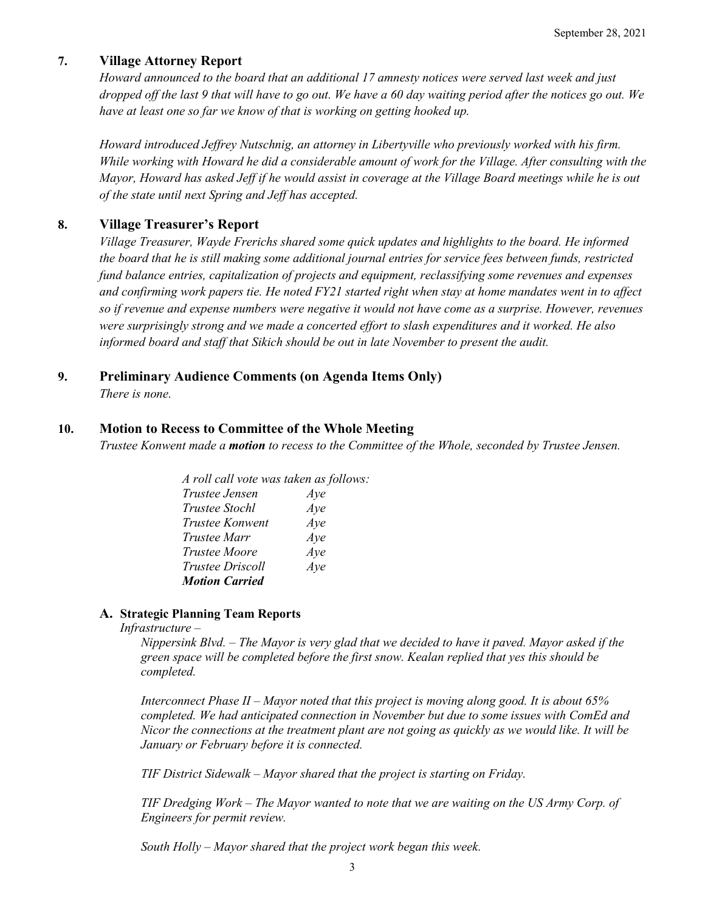## 7. Village Attorney Report

*Howard announced to the board that an additional 17 amnesty notices were served last week and just dropped off the last 9 that will have to go out. We have a 60 day waiting period after the notices go out. We have at least one so far we know of that is working on getting hooked up.*

*Howard introduced Jeffrey Nutschnig, an attorney in Libertyville who previously worked with his firm. While working with Howard he did a considerable amount of work for the Village. After consulting with the Mayor, Howard has asked Jeff if he would assist in coverage at the Village Board meetings while he is out of the state until next Spring and Jeff has accepted.*

## 8. Village Treasurer's Report

*Village Treasurer, Wayde Frerichs shared some quick updates and highlights to the board. He informed the board that he is still making some additional journal entries for service fees between funds, restricted fund balance entries, capitalization of projects and equipment, reclassifying some revenues and expenses and confirming work papers tie. He noted FY21 started right when stay at home mandates went in to affect so if revenue and expense numbers were negative it would not have come as a surprise. However, revenues were surprisingly strong and we made a concerted effort to slash expenditures and it worked. He also informed board and staff that Sikich should be out in late November to present the audit.*

## 9. Preliminary Audience Comments (on Agenda Items Only)

*There is none.*

## 10. Motion to Recess to Committee of the Whole Meeting

*Trustee Konwent made a* ***motion*** *to recess to the Committee of the Whole, seconded by Trustee Jensen.*

*A roll call vote was taken as follows:*

| | |
|---|---|
| *Trustee Jensen* | *Aye* |
| *Trustee Stochl* | *Aye* |
| *Trustee Konwent* | *Aye* |
| *Trustee Marr* | *Aye* |
| *Trustee Moore* | *Aye* |
| *Trustee Driscoll* | *Aye* |

***Motion Carried***

### A. Strategic Planning Team Reports

*Infrastructure –*

*Nippersink Blvd. – The Mayor is very glad that we decided to have it paved. Mayor asked if the green space will be completed before the first snow. Kealan replied that yes this should be completed.*

*Interconnect Phase II – Mayor noted that this project is moving along good. It is about 65% completed. We had anticipated connection in November but due to some issues with ComEd and Nicor the connections at the treatment plant are not going as quickly as we would like. It will be January or February before it is connected.*

*TIF District Sidewalk – Mayor shared that the project is starting on Friday.*

*TIF Dredging Work – The Mayor wanted to note that we are waiting on the US Army Corp. of Engineers for permit review.*

*South Holly – Mayor shared that the project work began this week.*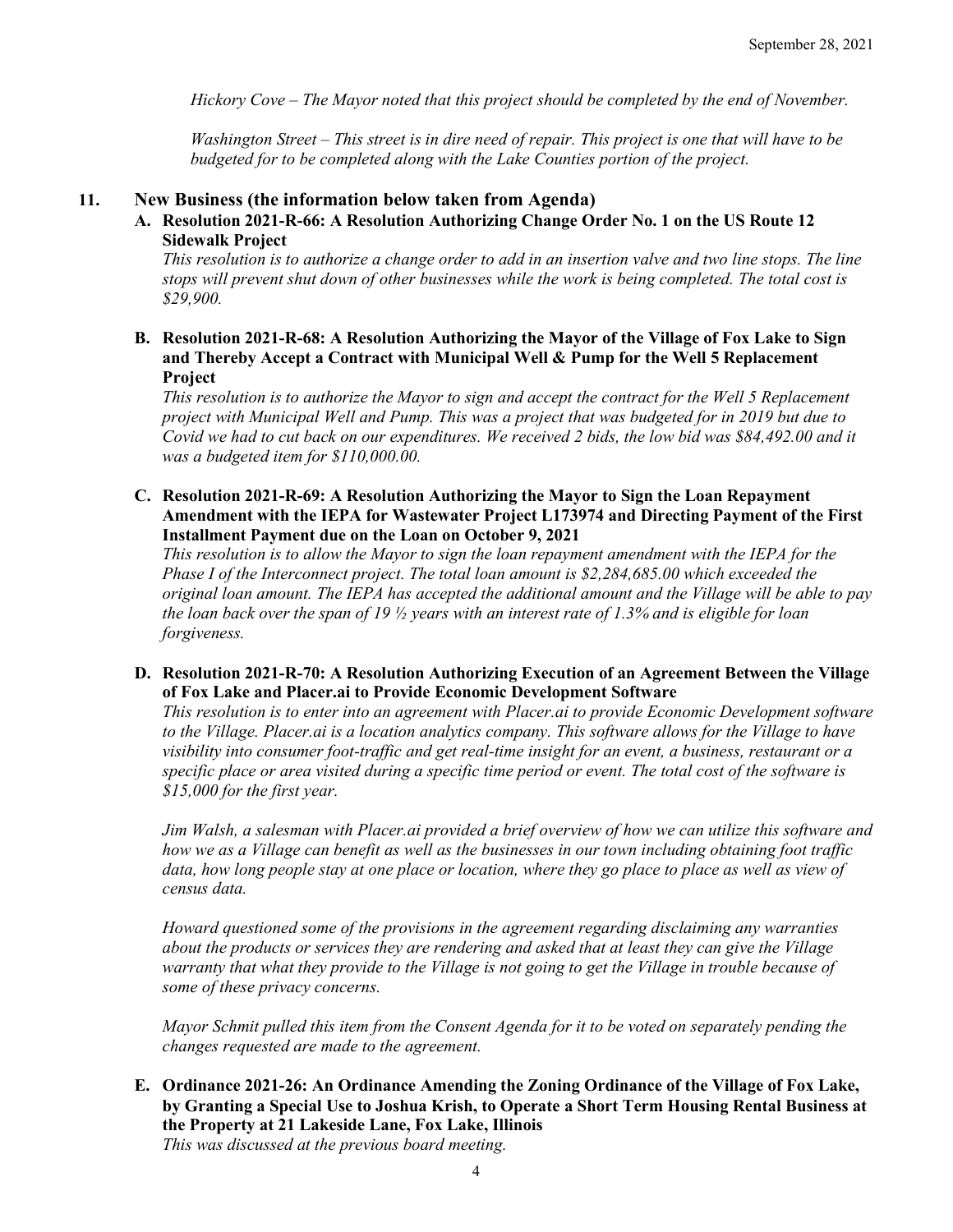*Hickory Cove – The Mayor noted that this project should be completed by the end of November.*

*Washington Street – This street is in dire need of repair. This project is one that will have to be budgeted for to be completed along with the Lake Counties portion of the project.*

## 11. New Business (the information below taken from Agenda)

**A. Resolution 2021-R-66: A Resolution Authorizing Change Order No. 1 on the US Route 12 Sidewalk Project**

*This resolution is to authorize a change order to add in an insertion valve and two line stops. The line stops will prevent shut down of other businesses while the work is being completed. The total cost is $29,900.*

**B. Resolution 2021-R-68: A Resolution Authorizing the Mayor of the Village of Fox Lake to Sign and Thereby Accept a Contract with Municipal Well & Pump for the Well 5 Replacement Project**

*This resolution is to authorize the Mayor to sign and accept the contract for the Well 5 Replacement project with Municipal Well and Pump. This was a project that was budgeted for in 2019 but due to Covid we had to cut back on our expenditures. We received 2 bids, the low bid was $84,492.00 and it was a budgeted item for $110,000.00.*

**C. Resolution 2021-R-69: A Resolution Authorizing the Mayor to Sign the Loan Repayment Amendment with the IEPA for Wastewater Project L173974 and Directing Payment of the First Installment Payment due on the Loan on October 9, 2021**

*This resolution is to allow the Mayor to sign the loan repayment amendment with the IEPA for the Phase I of the Interconnect project. The total loan amount is $2,284,685.00 which exceeded the original loan amount. The IEPA has accepted the additional amount and the Village will be able to pay the loan back over the span of 19 ½ years with an interest rate of 1.3% and is eligible for loan forgiveness.*

**D. Resolution 2021-R-70: A Resolution Authorizing Execution of an Agreement Between the Village of Fox Lake and Placer.ai to Provide Economic Development Software**

*This resolution is to enter into an agreement with Placer.ai to provide Economic Development software to the Village. Placer.ai is a location analytics company. This software allows for the Village to have visibility into consumer foot-traffic and get real-time insight for an event, a business, restaurant or a specific place or area visited during a specific time period or event. The total cost of the software is $15,000 for the first year.*

*Jim Walsh, a salesman with Placer.ai provided a brief overview of how we can utilize this software and how we as a Village can benefit as well as the businesses in our town including obtaining foot traffic data, how long people stay at one place or location, where they go place to place as well as view of census data.*

*Howard questioned some of the provisions in the agreement regarding disclaiming any warranties about the products or services they are rendering and asked that at least they can give the Village warranty that what they provide to the Village is not going to get the Village in trouble because of some of these privacy concerns.*

*Mayor Schmit pulled this item from the Consent Agenda for it to be voted on separately pending the changes requested are made to the agreement.*

**E. Ordinance 2021-26: An Ordinance Amending the Zoning Ordinance of the Village of Fox Lake, by Granting a Special Use to Joshua Krish, to Operate a Short Term Housing Rental Business at the Property at 21 Lakeside Lane, Fox Lake, Illinois**

*This was discussed at the previous board meeting.*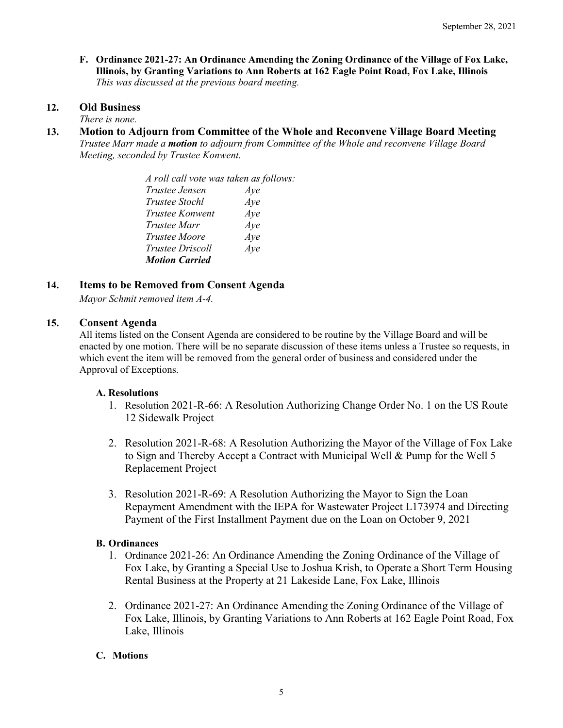**F. Ordinance 2021-27: An Ordinance Amending the Zoning Ordinance of the Village of Fox Lake, Illinois, by Granting Variations to Ann Roberts at 162 Eagle Point Road, Fox Lake, Illinois**
*This was discussed at the previous board meeting.*

## 12. Old Business

*There is none.*

## 13. Motion to Adjourn from Committee of the Whole and Reconvene Village Board Meeting

*Trustee Marr made a* ***motion*** *to adjourn from Committee of the Whole and reconvene Village Board Meeting, seconded by Trustee Konwent.*

*A roll call vote was taken as follows:*

| | |
|---|---|
| *Trustee Jensen* | *Aye* |
| *Trustee Stochl* | *Aye* |
| *Trustee Konwent* | *Aye* |
| *Trustee Marr* | *Aye* |
| *Trustee Moore* | *Aye* |
| *Trustee Driscoll* | *Aye* |

***Motion Carried***

## 14. Items to be Removed from Consent Agenda

*Mayor Schmit removed item A-4.*

## 15. Consent Agenda

All items listed on the Consent Agenda are considered to be routine by the Village Board and will be enacted by one motion. There will be no separate discussion of these items unless a Trustee so requests, in which event the item will be removed from the general order of business and considered under the Approval of Exceptions.

### A. Resolutions

1. Resolution 2021-R-66: A Resolution Authorizing Change Order No. 1 on the US Route 12 Sidewalk Project
2. Resolution 2021-R-68: A Resolution Authorizing the Mayor of the Village of Fox Lake to Sign and Thereby Accept a Contract with Municipal Well & Pump for the Well 5 Replacement Project
3. Resolution 2021-R-69: A Resolution Authorizing the Mayor to Sign the Loan Repayment Amendment with the IEPA for Wastewater Project L173974 and Directing Payment of the First Installment Payment due on the Loan on October 9, 2021

### B. Ordinances

1. Ordinance 2021-26: An Ordinance Amending the Zoning Ordinance of the Village of Fox Lake, by Granting a Special Use to Joshua Krish, to Operate a Short Term Housing Rental Business at the Property at 21 Lakeside Lane, Fox Lake, Illinois
2. Ordinance 2021-27: An Ordinance Amending the Zoning Ordinance of the Village of Fox Lake, Illinois, by Granting Variations to Ann Roberts at 162 Eagle Point Road, Fox Lake, Illinois

### C. Motions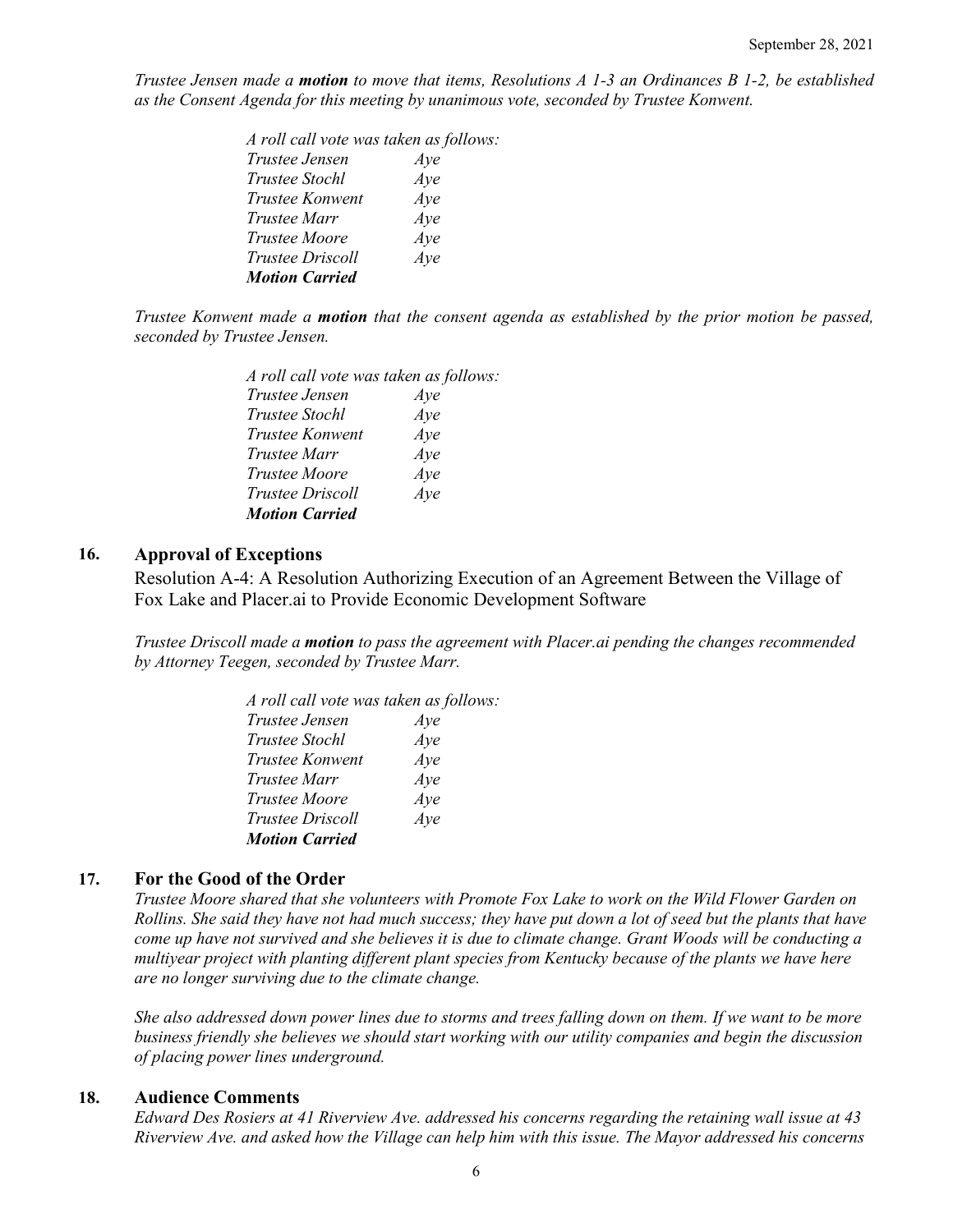*Trustee Jensen made a **motion** to move that items, Resolutions A 1-3 an Ordinances B 1-2, be established as the Consent Agenda for this meeting by unanimous vote, seconded by Trustee Konwent.*

*A roll call vote was taken as follows:*

| | |
|---|---|
| *Trustee Jensen* | *Aye* |
| *Trustee Stochl* | *Aye* |
| *Trustee Konwent* | *Aye* |
| *Trustee Marr* | *Aye* |
| *Trustee Moore* | *Aye* |
| *Trustee Driscoll* | *Aye* |

***Motion Carried***

*Trustee Konwent made a **motion** that the consent agenda as established by the prior motion be passed, seconded by Trustee Jensen.*

*A roll call vote was taken as follows:*

| | |
|---|---|
| *Trustee Jensen* | *Aye* |
| *Trustee Stochl* | *Aye* |
| *Trustee Konwent* | *Aye* |
| *Trustee Marr* | *Aye* |
| *Trustee Moore* | *Aye* |
| *Trustee Driscoll* | *Aye* |

***Motion Carried***

## 16. Approval of Exceptions

Resolution A-4: A Resolution Authorizing Execution of an Agreement Between the Village of Fox Lake and Placer.ai to Provide Economic Development Software

*Trustee Driscoll made a **motion** to pass the agreement with Placer.ai pending the changes recommended by Attorney Teegen, seconded by Trustee Marr.*

*A roll call vote was taken as follows:*

| | |
|---|---|
| *Trustee Jensen* | *Aye* |
| *Trustee Stochl* | *Aye* |
| *Trustee Konwent* | *Aye* |
| *Trustee Marr* | *Aye* |
| *Trustee Moore* | *Aye* |
| *Trustee Driscoll* | *Aye* |

***Motion Carried***

## 17. For the Good of the Order

*Trustee Moore shared that she volunteers with Promote Fox Lake to work on the Wild Flower Garden on Rollins. She said they have not had much success; they have put down a lot of seed but the plants that have come up have not survived and she believes it is due to climate change. Grant Woods will be conducting a multiyear project with planting different plant species from Kentucky because of the plants we have here are no longer surviving due to the climate change.*

*She also addressed down power lines due to storms and trees falling down on them. If we want to be more business friendly she believes we should start working with our utility companies and begin the discussion of placing power lines underground.*

## 18. Audience Comments

*Edward Des Rosiers at 41 Riverview Ave. addressed his concerns regarding the retaining wall issue at 43 Riverview Ave. and asked how the Village can help him with this issue. The Mayor addressed his concerns*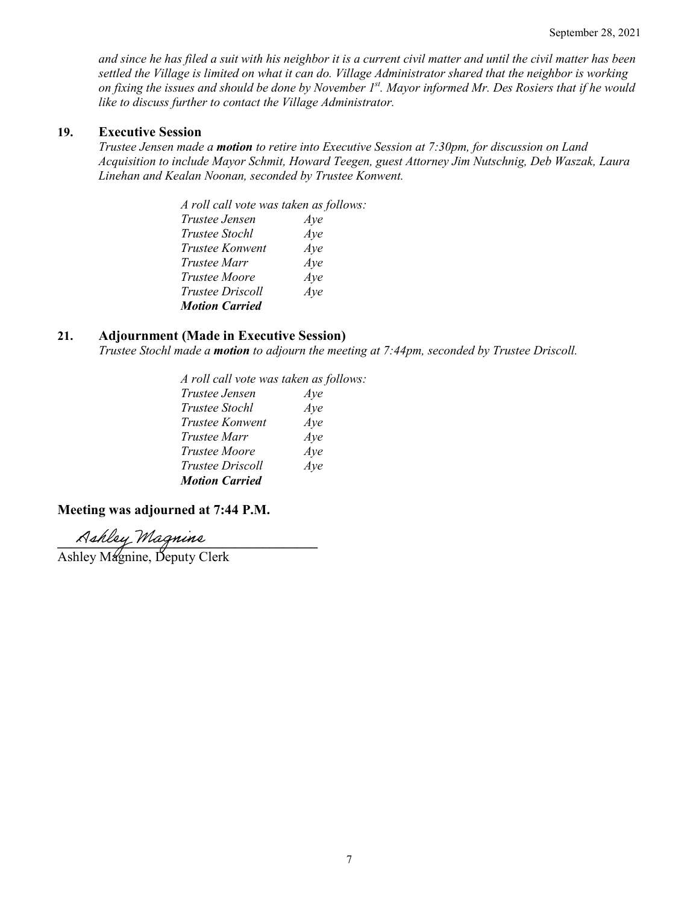*and since he has filed a suit with his neighbor it is a current civil matter and until the civil matter has been settled the Village is limited on what it can do. Village Administrator shared that the neighbor is working on fixing the issues and should be done by November 1st. Mayor informed Mr. Des Rosiers that if he would like to discuss further to contact the Village Administrator.*

## 19. Executive Session

*Trustee Jensen made a **motion** to retire into Executive Session at 7:30pm, for discussion on Land Acquisition to include Mayor Schmit, Howard Teegen, guest Attorney Jim Nutschnig, Deb Waszak, Laura Linehan and Kealan Noonan, seconded by Trustee Konwent.*

*A roll call vote was taken as follows:*

| | |
|---|---|
| *Trustee Jensen* | *Aye* |
| *Trustee Stochl* | *Aye* |
| *Trustee Konwent* | *Aye* |
| *Trustee Marr* | *Aye* |
| *Trustee Moore* | *Aye* |
| *Trustee Driscoll* | *Aye* |
| ***Motion Carried*** | |

## 21. Adjournment (Made in Executive Session)

*Trustee Stochl made a **motion** to adjourn the meeting at 7:44pm, seconded by Trustee Driscoll.*

*A roll call vote was taken as follows:*

| | |
|---|---|
| *Trustee Jensen* | *Aye* |
| *Trustee Stochl* | *Aye* |
| *Trustee Konwent* | *Aye* |
| *Trustee Marr* | *Aye* |
| *Trustee Moore* | *Aye* |
| *Trustee Driscoll* | *Aye* |
| ***Motion Carried*** | |

**Meeting was adjourned at 7:44 P.M.**

Ashley Magnine

Ashley Magnine, Deputy Clerk